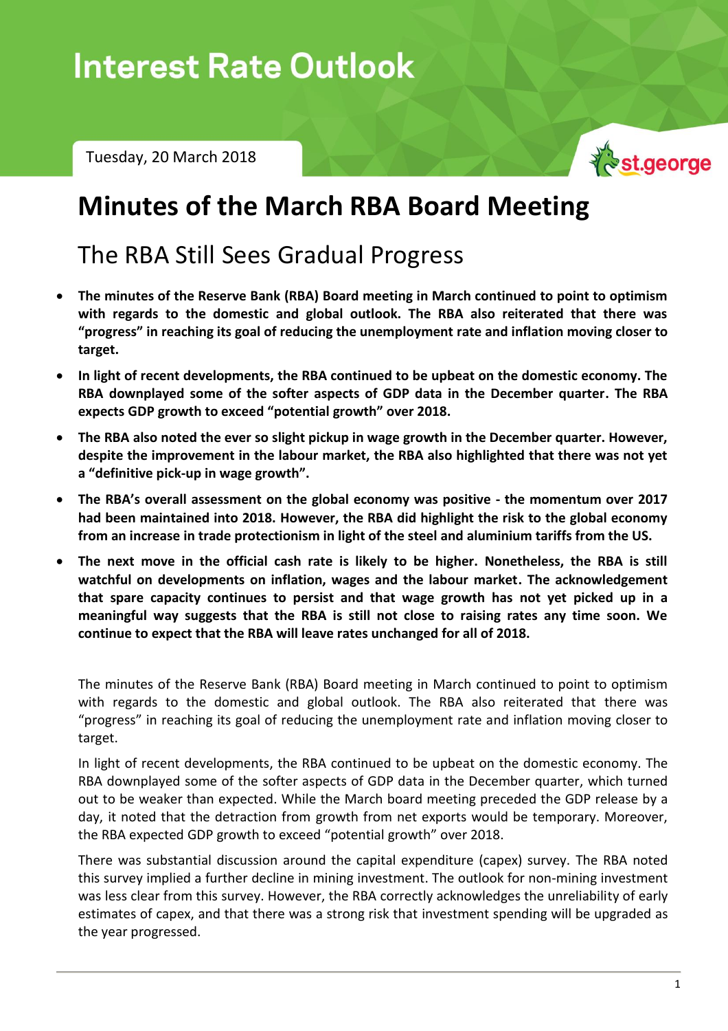# Interest Rate Outlook

Tuesday, 20 March 2018

st.george

# Minutes of the March RBA Board Meeting

## The RBA Still Sees Gradual Progress

- **The minutes of the Reserve Bank (RBA) Board meeting in March continued to point to optimism with regards to the domestic and global outlook. The RBA also reiterated that there was "progress" in reaching its goal of reducing the unemployment rate and inflation moving closer to target.**
- **In light of recent developments, the RBA continued to be upbeat on the domestic economy. The RBA downplayed some of the softer aspects of GDP data in the December quarter. The RBA expects GDP growth to exceed "potential growth" over 2018.**
- **The RBA also noted the ever so slight pickup in wage growth in the December quarter. However, despite the improvement in the labour market, the RBA also highlighted that there was not yet a "definitive pick-up in wage growth".**
- **The RBA's overall assessment on the global economy was positive - the momentum over 2017 had been maintained into 2018. However, the RBA did highlight the risk to the global economy from an increase in trade protectionism in light of the steel and aluminium tariffs from the US.**
- **The next move in the official cash rate is likely to be higher. Nonetheless, the RBA is still watchful on developments on inflation, wages and the labour market. The acknowledgement that spare capacity continues to persist and that wage growth has not yet picked up in a meaningful way suggests that the RBA is still not close to raising rates any time soon. We continue to expect that the RBA will leave rates unchanged for all of 2018.**

The minutes of the Reserve Bank (RBA) Board meeting in March continued to point to optimism with regards to the domestic and global outlook. The RBA also reiterated that there was "progress" in reaching its goal of reducing the unemployment rate and inflation moving closer to target.

In light of recent developments, the RBA continued to be upbeat on the domestic economy. The RBA downplayed some of the softer aspects of GDP data in the December quarter, which turned out to be weaker than expected. While the March board meeting preceded the GDP release by a day, it noted that the detraction from growth from net exports would be temporary. Moreover, the RBA expected GDP growth to exceed "potential growth" over 2018.

There was substantial discussion around the capital expenditure (capex) survey. The RBA noted this survey implied a further decline in mining investment. The outlook for non-mining investment was less clear from this survey. However, the RBA correctly acknowledges the unreliability of early estimates of capex, and that there was a strong risk that investment spending will be upgraded as the year progressed.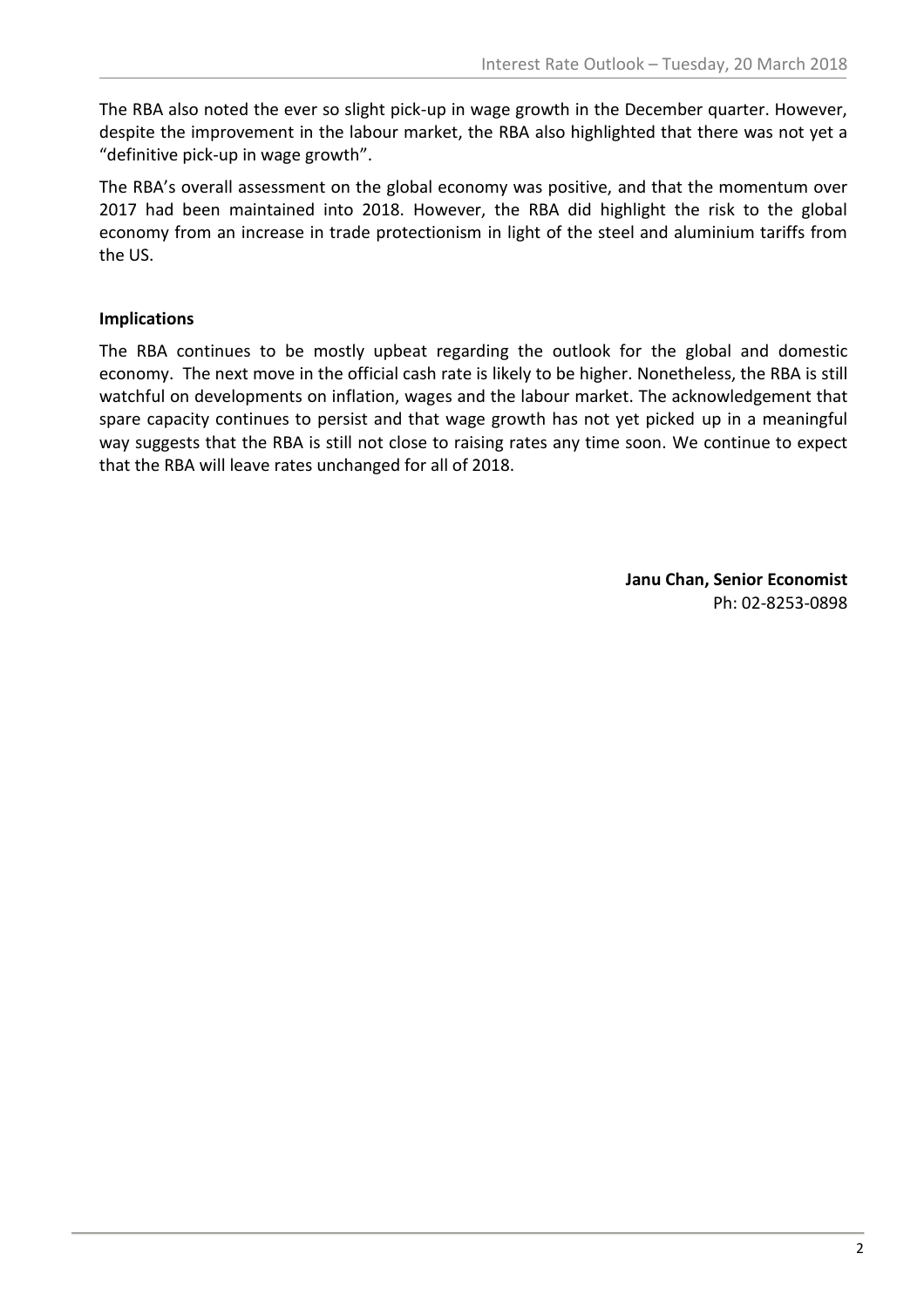The RBA also noted the ever so slight pick-up in wage growth in the December quarter. However, despite the improvement in the labour market, the RBA also highlighted that there was not yet a "definitive pick-up in wage growth".

The RBA's overall assessment on the global economy was positive, and that the momentum over 2017 had been maintained into 2018. However, the RBA did highlight the risk to the global economy from an increase in trade protectionism in light of the steel and aluminium tariffs from the US.

**Implications**

The RBA continues to be mostly upbeat regarding the outlook for the global and domestic economy. The next move in the official cash rate is likely to be higher. Nonetheless, the RBA is still watchful on developments on inflation, wages and the labour market. The acknowledgement that spare capacity continues to persist and that wage growth has not yet picked up in a meaningful way suggests that the RBA is still not close to raising rates any time soon. We continue to expect that the RBA will leave rates unchanged for all of 2018.

**Janu Chan, Senior Economist**
Ph: 02-8253-0898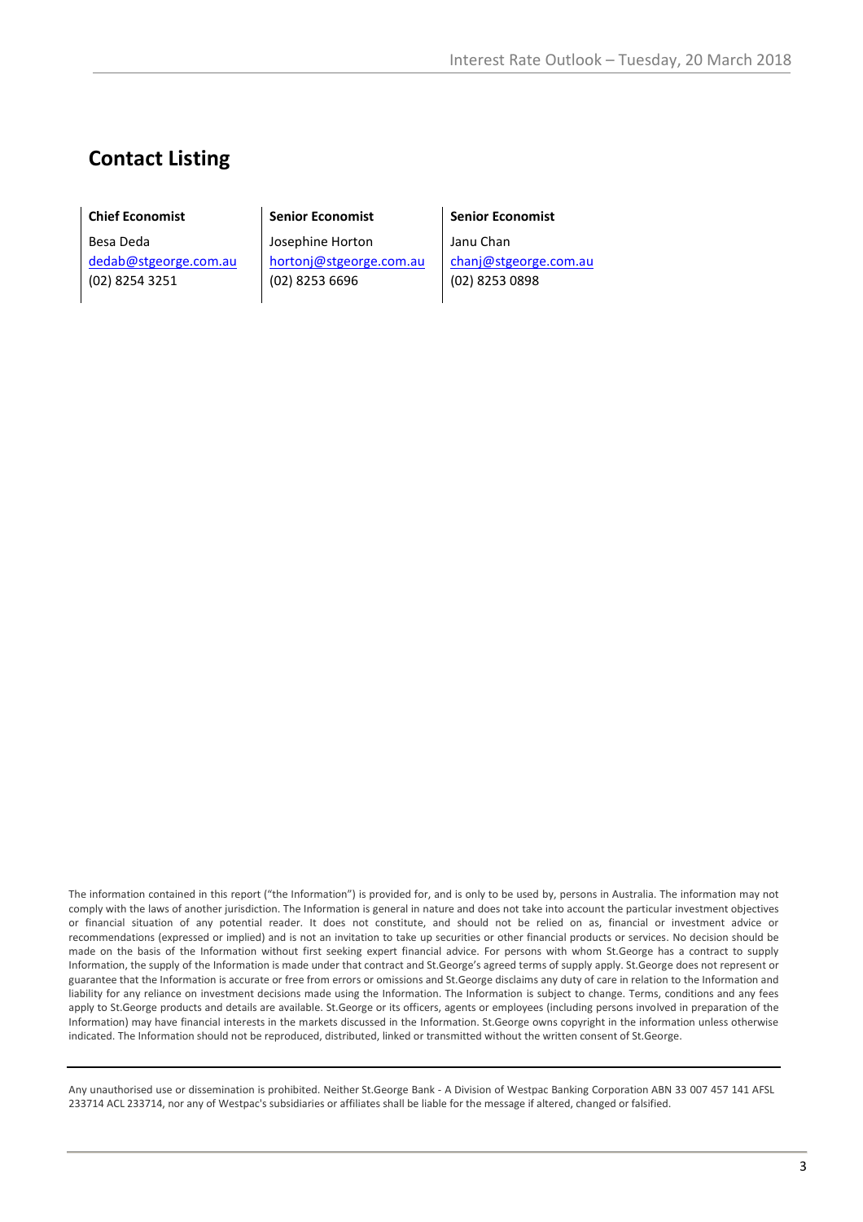## Contact Listing

**Chief Economist**

Besa Deda
dedab@stgeorge.com.au
(02) 8254 3251

**Senior Economist**

Josephine Horton
hortonj@stgeorge.com.au
(02) 8253 6696

**Senior Economist**

Janu Chan
chanj@stgeorge.com.au
(02) 8253 0898

The information contained in this report ("the Information") is provided for, and is only to be used by, persons in Australia. The information may not comply with the laws of another jurisdiction. The Information is general in nature and does not take into account the particular investment objectives or financial situation of any potential reader. It does not constitute, and should not be relied on as, financial or investment advice or recommendations (expressed or implied) and is not an invitation to take up securities or other financial products or services. No decision should be made on the basis of the Information without first seeking expert financial advice. For persons with whom St.George has a contract to supply Information, the supply of the Information is made under that contract and St.George's agreed terms of supply apply. St.George does not represent or guarantee that the Information is accurate or free from errors or omissions and St.George disclaims any duty of care in relation to the Information and liability for any reliance on investment decisions made using the Information. The Information is subject to change. Terms, conditions and any fees apply to St.George products and details are available. St.George or its officers, agents or employees (including persons involved in preparation of the Information) may have financial interests in the markets discussed in the Information. St.George owns copyright in the information unless otherwise indicated. The Information should not be reproduced, distributed, linked or transmitted without the written consent of St.George.

Any unauthorised use or dissemination is prohibited. Neither St.George Bank - A Division of Westpac Banking Corporation ABN 33 007 457 141 AFSL 233714 ACL 233714, nor any of Westpac's subsidiaries or affiliates shall be liable for the message if altered, changed or falsified.